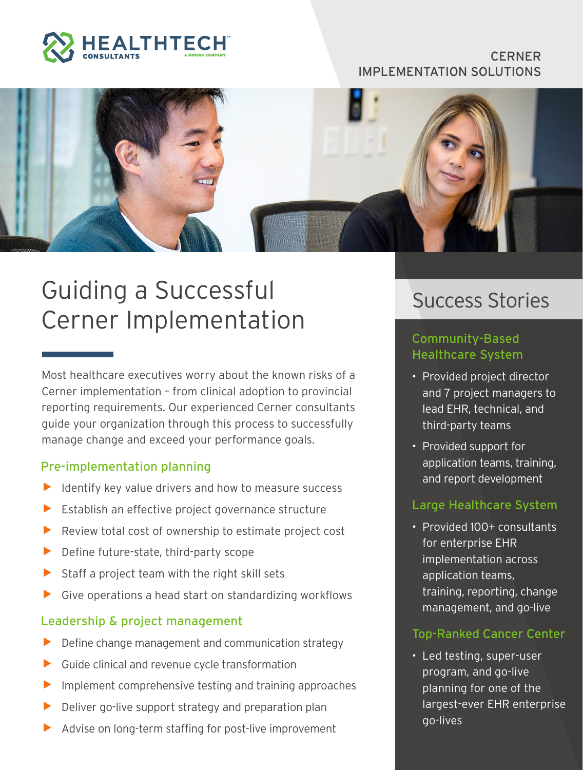HEALTHTECH CONSULTANTS™ A NORDIC COMPANY

CERNER IMPLEMENTATION SOLUTIONS

# Guiding a Successful Cerner Implementation

Most healthcare executives worry about the known risks of a Cerner implementation – from clinical adoption to provincial reporting requirements. Our experienced Cerner consultants guide your organization through this process to successfully manage change and exceed your performance goals.

## Pre-implementation planning

- Identify key value drivers and how to measure success
- Establish an effective project governance structure
- Review total cost of ownership to estimate project cost
- Define future-state, third-party scope
- Staff a project team with the right skill sets
- Give operations a head start on standardizing workflows

## Leadership & project management

- Define change management and communication strategy
- Guide clinical and revenue cycle transformation
- Implement comprehensive testing and training approaches
- Deliver go-live support strategy and preparation plan
- Advise on long-term staffing for post-live improvement

## Success Stories

### Community-Based Healthcare System

- Provided project director and 7 project managers to lead EHR, technical, and third-party teams
- Provided support for application teams, training, and report development

### Large Healthcare System

- Provided 100+ consultants for enterprise EHR implementation across application teams, training, reporting, change management, and go-live

### Top-Ranked Cancer Center

- Led testing, super-user program, and go-live planning for one of the largest-ever EHR enterprise go-lives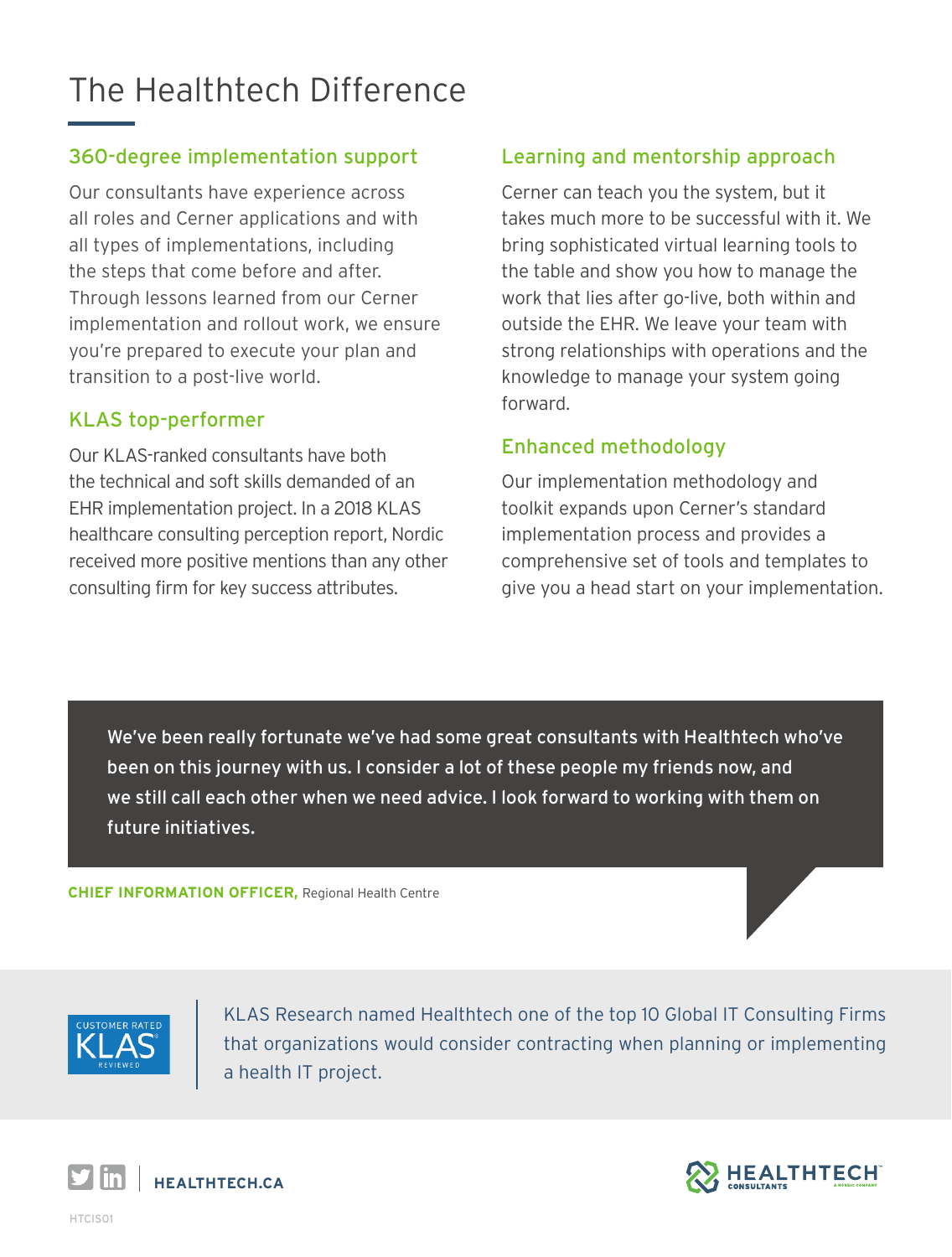# The Healthtech Difference

## 360-degree implementation support

Our consultants have experience across all roles and Cerner applications and with all types of implementations, including the steps that come before and after. Through lessons learned from our Cerner implementation and rollout work, we ensure you're prepared to execute your plan and transition to a post-live world.

## KLAS top-performer

Our KLAS-ranked consultants have both the technical and soft skills demanded of an EHR implementation project. In a 2018 KLAS healthcare consulting perception report, Nordic received more positive mentions than any other consulting firm for key success attributes.

## Learning and mentorship approach

Cerner can teach you the system, but it takes much more to be successful with it. We bring sophisticated virtual learning tools to the table and show you how to manage the work that lies after go-live, both within and outside the EHR. We leave your team with strong relationships with operations and the knowledge to manage your system going forward.

## Enhanced methodology

Our implementation methodology and toolkit expands upon Cerner's standard implementation process and provides a comprehensive set of tools and templates to give you a head start on your implementation.

> We've been really fortunate we've had some great consultants with Healthtech who've been on this journey with us. I consider a lot of these people my friends now, and we still call each other when we need advice. I look forward to working with them on future initiatives.

**CHIEF INFORMATION OFFICER,** Regional Health Centre

CUSTOMER RATED KLAS REVIEWED

KLAS Research named Healthtech one of the top 10 Global IT Consulting Firms that organizations would consider contracting when planning or implementing a health IT project.

**HEALTHTECH.CA**

HEALTHTECH CONSULTANTS A NORDIC COMPANY

HTCIS01